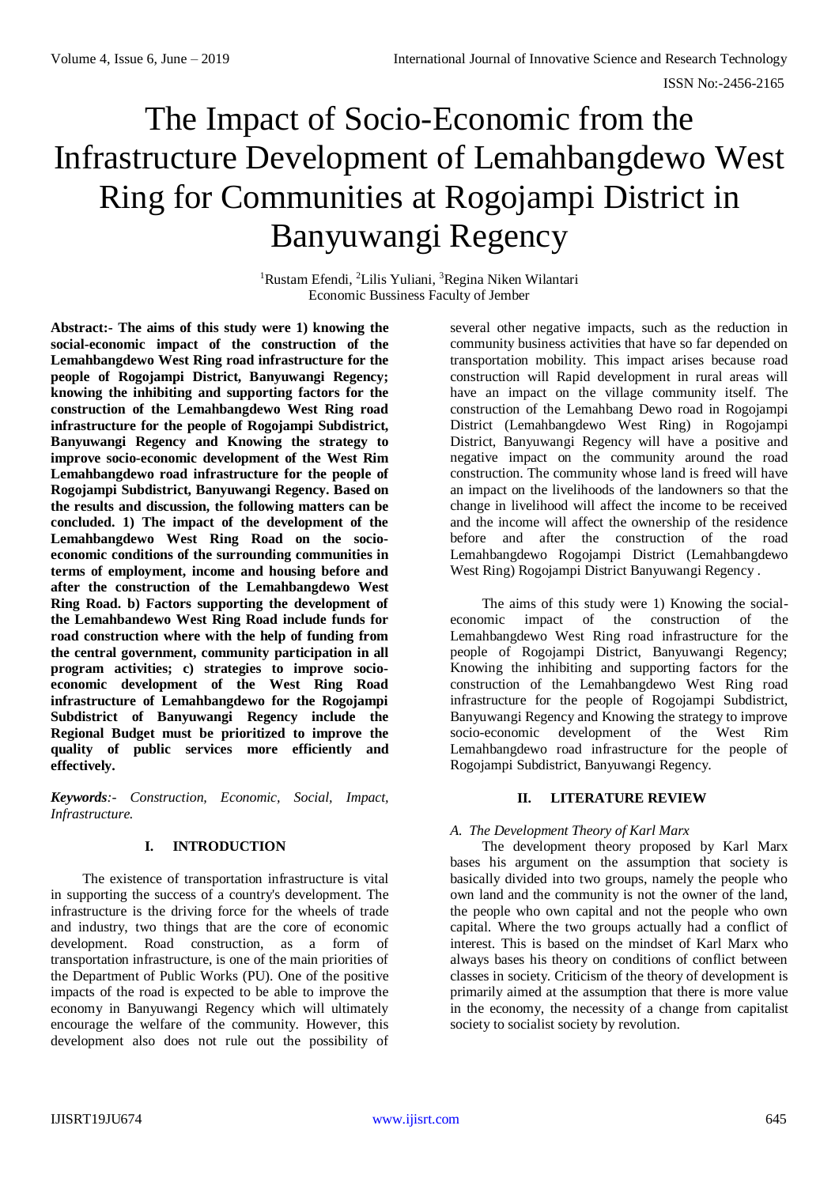# The Impact of Socio-Economic from the Infrastructure Development of Lemahbangdewo West Ring for Communities at Rogojampi District in Banyuwangi Regency

[1]Rustam Efendi, [2]Lilis Yuliani, [3]Regina Niken Wilantari
Economic Bussiness Faculty of Jember

**Abstract:- The aims of this study were 1) knowing the social-economic impact of the construction of the Lemahbangdewo West Ring road infrastructure for the people of Rogojampi District, Banyuwangi Regency; knowing the inhibiting and supporting factors for the construction of the Lemahbangdewo West Ring road infrastructure for the people of Rogojampi Subdistrict, Banyuwangi Regency and Knowing the strategy to improve socio-economic development of the West Rim Lemahbangdewo road infrastructure for the people of Rogojampi Subdistrict, Banyuwangi Regency. Based on the results and discussion, the following matters can be concluded. 1) The impact of the development of the Lemahbangdewo West Ring Road on the socio-economic conditions of the surrounding communities in terms of employment, income and housing before and after the construction of the Lemahbangdewo West Ring Road. b) Factors supporting the development of the Lemahbandewo West Ring Road include funds for road construction where with the help of funding from the central government, community participation in all program activities; c) strategies to improve socio-economic development of the West Ring Road infrastructure of Lemahbangdewo for the Rogojampi Subdistrict of Banyuwangi Regency include the Regional Budget must be prioritized to improve the quality of public services more efficiently and effectively.**

***Keywords**:- Construction, Economic, Social, Impact, Infrastructure.*

## I. INTRODUCTION

The existence of transportation infrastructure is vital in supporting the success of a country's development. The infrastructure is the driving force for the wheels of trade and industry, two things that are the core of economic development. Road construction, as a form of transportation infrastructure, is one of the main priorities of the Department of Public Works (PU). One of the positive impacts of the road is expected to be able to improve the economy in Banyuwangi Regency which will ultimately encourage the welfare of the community. However, this development also does not rule out the possibility of several other negative impacts, such as the reduction in community business activities that have so far depended on transportation mobility. This impact arises because road construction will Rapid development in rural areas will have an impact on the village community itself. The construction of the Lemahbang Dewo road in Rogojampi District (Lemahbangdewo West Ring) in Rogojampi District, Banyuwangi Regency will have a positive and negative impact on the community around the road construction. The community whose land is freed will have an impact on the livelihoods of the landowners so that the change in livelihood will affect the income to be received and the income will affect the ownership of the residence before and after the construction of the road Lemahbangdewo Rogojampi District (Lemahbangdewo West Ring) Rogojampi District Banyuwangi Regency .

The aims of this study were 1) Knowing the social-economic impact of the construction of the Lemahbangdewo West Ring road infrastructure for the people of Rogojampi District, Banyuwangi Regency; Knowing the inhibiting and supporting factors for the construction of the Lemahbangdewo West Ring road infrastructure for the people of Rogojampi Subdistrict, Banyuwangi Regency and Knowing the strategy to improve socio-economic development of the West Rim Lemahbangdewo road infrastructure for the people of Rogojampi Subdistrict, Banyuwangi Regency.

## II. LITERATURE REVIEW

### *A. The Development Theory of Karl Marx*

The development theory proposed by Karl Marx bases his argument on the assumption that society is basically divided into two groups, namely the people who own land and the community is not the owner of the land, the people who own capital and not the people who own capital. Where the two groups actually had a conflict of interest. This is based on the mindset of Karl Marx who always bases his theory on conditions of conflict between classes in society. Criticism of the theory of development is primarily aimed at the assumption that there is more value in the economy, the necessity of a change from capitalist society to socialist society by revolution.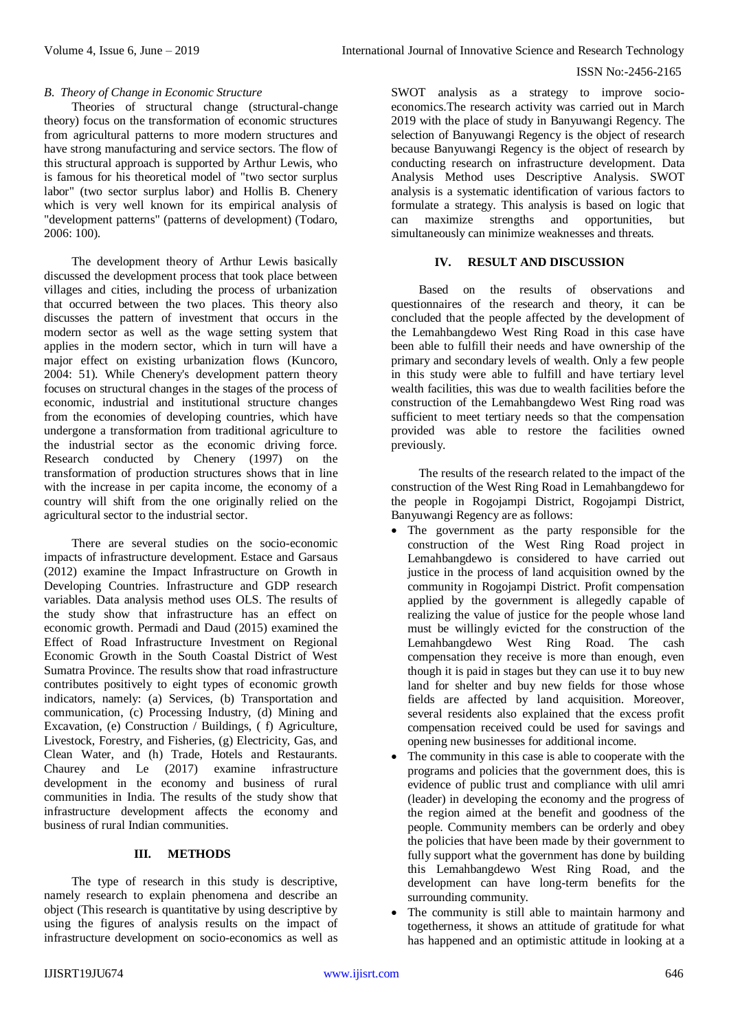### B. Theory of Change in Economic Structure

Theories of structural change (structural-change theory) focus on the transformation of economic structures from agricultural patterns to more modern structures and have strong manufacturing and service sectors. The flow of this structural approach is supported by Arthur Lewis, who is famous for his theoretical model of "two sector surplus labor" (two sector surplus labor) and Hollis B. Chenery which is very well known for its empirical analysis of "development patterns" (patterns of development) (Todaro, 2006: 100).

The development theory of Arthur Lewis basically discussed the development process that took place between villages and cities, including the process of urbanization that occurred between the two places. This theory also discusses the pattern of investment that occurs in the modern sector as well as the wage setting system that applies in the modern sector, which in turn will have a major effect on existing urbanization flows (Kuncoro, 2004: 51). While Chenery's development pattern theory focuses on structural changes in the stages of the process of economic, industrial and institutional structure changes from the economies of developing countries, which have undergone a transformation from traditional agriculture to the industrial sector as the economic driving force. Research conducted by Chenery (1997) on the transformation of production structures shows that in line with the increase in per capita income, the economy of a country will shift from the one originally relied on the agricultural sector to the industrial sector.

There are several studies on the socio-economic impacts of infrastructure development. Estace and Garsaus (2012) examine the Impact Infrastructure on Growth in Developing Countries. Infrastructure and GDP research variables. Data analysis method uses OLS. The results of the study show that infrastructure has an effect on economic growth. Permadi and Daud (2015) examined the Effect of Road Infrastructure Investment on Regional Economic Growth in the South Coastal District of West Sumatra Province. The results show that road infrastructure contributes positively to eight types of economic growth indicators, namely: (a) Services, (b) Transportation and communication, (c) Processing Industry, (d) Mining and Excavation, (e) Construction / Buildings, ( f) Agriculture, Livestock, Forestry, and Fisheries, (g) Electricity, Gas, and Clean Water, and (h) Trade, Hotels and Restaurants. Chaurey and Le (2017) examine infrastructure development in the economy and business of rural communities in India. The results of the study show that infrastructure development affects the economy and business of rural Indian communities.

## III. METHODS

The type of research in this study is descriptive, namely research to explain phenomena and describe an object (This research is quantitative by using descriptive by using the figures of analysis results on the impact of infrastructure development on socio-economics as well as SWOT analysis as a strategy to improve socio-economics.The research activity was carried out in March 2019 with the place of study in Banyuwangi Regency. The selection of Banyuwangi Regency is the object of research because Banyuwangi Regency is the object of research by conducting research on infrastructure development. Data Analysis Method uses Descriptive Analysis. SWOT analysis is a systematic identification of various factors to formulate a strategy. This analysis is based on logic that can maximize strengths and opportunities, but simultaneously can minimize weaknesses and threats.

## IV. RESULT AND DISCUSSION

Based on the results of observations and questionnaires of the research and theory, it can be concluded that the people affected by the development of the Lemahbangdewo West Ring Road in this case have been able to fulfill their needs and have ownership of the primary and secondary levels of wealth. Only a few people in this study were able to fulfill and have tertiary level wealth facilities, this was due to wealth facilities before the construction of the Lemahbangdewo West Ring road was sufficient to meet tertiary needs so that the compensation provided was able to restore the facilities owned previously.

The results of the research related to the impact of the construction of the West Ring Road in Lemahbangdewo for the people in Rogojampi District, Rogojampi District, Banyuwangi Regency are as follows:

- The government as the party responsible for the construction of the West Ring Road project in Lemahbangdewo is considered to have carried out justice in the process of land acquisition owned by the community in Rogojampi District. Profit compensation applied by the government is allegedly capable of realizing the value of justice for the people whose land must be willingly evicted for the construction of the Lemahbangdewo West Ring Road. The cash compensation they receive is more than enough, even though it is paid in stages but they can use it to buy new land for shelter and buy new fields for those whose fields are affected by land acquisition. Moreover, several residents also explained that the excess profit compensation received could be used for savings and opening new businesses for additional income.
- The community in this case is able to cooperate with the programs and policies that the government does, this is evidence of public trust and compliance with ulil amri (leader) in developing the economy and the progress of the region aimed at the benefit and goodness of the people. Community members can be orderly and obey the policies that have been made by their government to fully support what the government has done by building this Lemahbangdewo West Ring Road, and the development can have long-term benefits for the surrounding community.
- The community is still able to maintain harmony and togetherness, it shows an attitude of gratitude for what has happened and an optimistic attitude in looking at a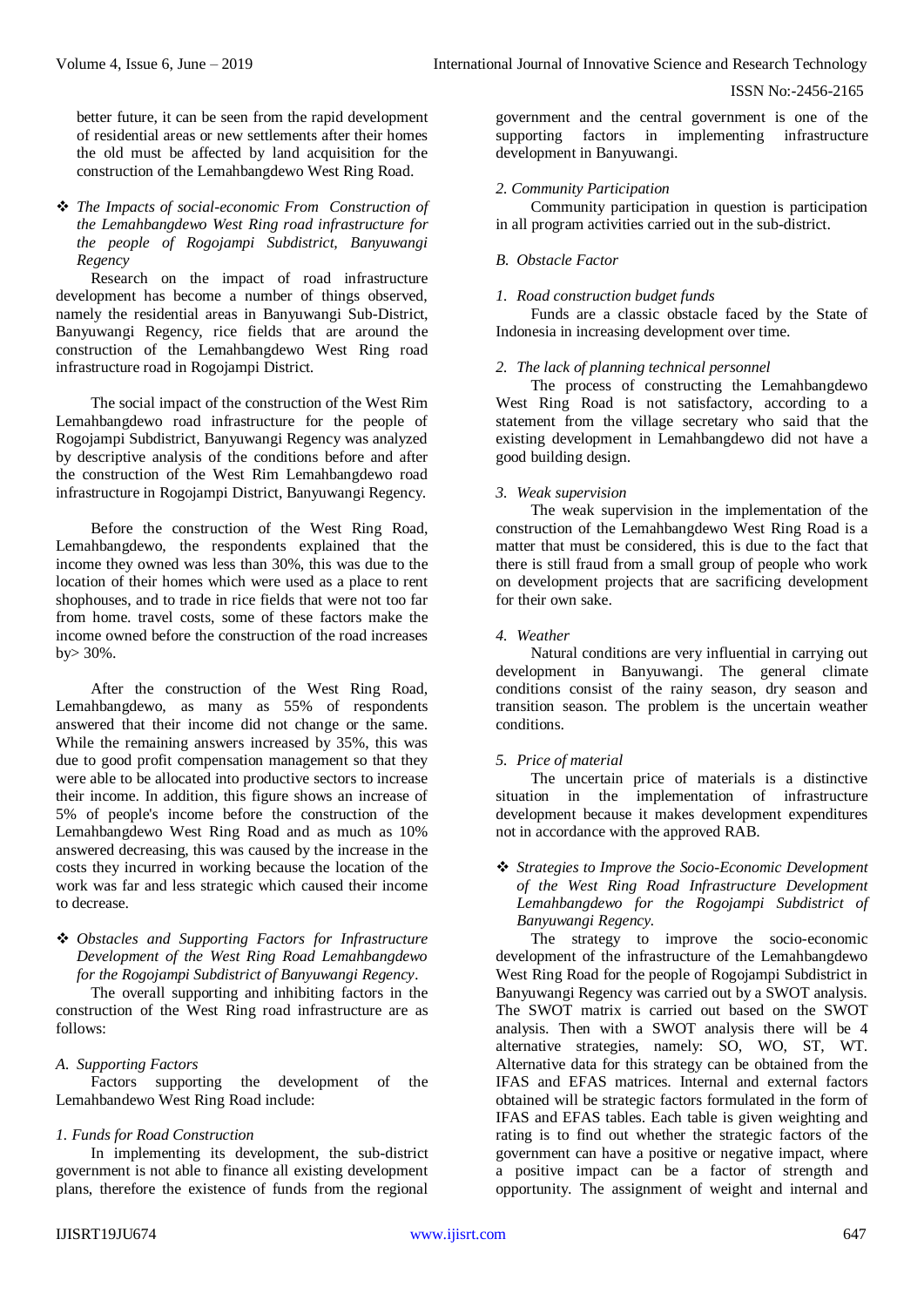better future, it can be seen from the rapid development of residential areas or new settlements after their homes the old must be affected by land acquisition for the construction of the Lemahbangdewo West Ring Road.

❖ *The Impacts of social-economic From Construction of the Lemahbangdewo West Ring road infrastructure for the people of Rogojampi Subdistrict, Banyuwangi Regency*

Research on the impact of road infrastructure development has become a number of things observed, namely the residential areas in Banyuwangi Sub-District, Banyuwangi Regency, rice fields that are around the construction of the Lemahbangdewo West Ring road infrastructure road in Rogojampi District.

The social impact of the construction of the West Rim Lemahbangdewo road infrastructure for the people of Rogojampi Subdistrict, Banyuwangi Regency was analyzed by descriptive analysis of the conditions before and after the construction of the West Rim Lemahbangdewo road infrastructure in Rogojampi District, Banyuwangi Regency.

Before the construction of the West Ring Road, Lemahbangdewo, the respondents explained that the income they owned was less than 30%, this was due to the location of their homes which were used as a place to rent shophouses, and to trade in rice fields that were not too far from home. travel costs, some of these factors make the income owned before the construction of the road increases by> 30%.

After the construction of the West Ring Road, Lemahbangdewo, as many as 55% of respondents answered that their income did not change or the same. While the remaining answers increased by 35%, this was due to good profit compensation management so that they were able to be allocated into productive sectors to increase their income. In addition, this figure shows an increase of 5% of people's income before the construction of the Lemahbangdewo West Ring Road and as much as 10% answered decreasing, this was caused by the increase in the costs they incurred in working because the location of the work was far and less strategic which caused their income to decrease.

❖ *Obstacles and Supporting Factors for Infrastructure Development of the West Ring Road Lemahbangdewo for the Rogojampi Subdistrict of Banyuwangi Regency*.

The overall supporting and inhibiting factors in the construction of the West Ring road infrastructure are as follows:

*A. Supporting Factors*

Factors supporting the development of the Lemahbandewo West Ring Road include:

*1. Funds for Road Construction*

In implementing its development, the sub-district government is not able to finance all existing development plans, therefore the existence of funds from the regional government and the central government is one of the supporting factors in implementing infrastructure development in Banyuwangi.

*2. Community Participation*

Community participation in question is participation in all program activities carried out in the sub-district.

*B. Obstacle Factor*

*1. Road construction budget funds*

Funds are a classic obstacle faced by the State of Indonesia in increasing development over time.

*2. The lack of planning technical personnel*

The process of constructing the Lemahbangdewo West Ring Road is not satisfactory, according to a statement from the village secretary who said that the existing development in Lemahbangdewo did not have a good building design.

*3. Weak supervision*

The weak supervision in the implementation of the construction of the Lemahbangdewo West Ring Road is a matter that must be considered, this is due to the fact that there is still fraud from a small group of people who work on development projects that are sacrificing development for their own sake.

*4. Weather*

Natural conditions are very influential in carrying out development in Banyuwangi. The general climate conditions consist of the rainy season, dry season and transition season. The problem is the uncertain weather conditions.

*5. Price of material*

The uncertain price of materials is a distinctive situation in the implementation of infrastructure development because it makes development expenditures not in accordance with the approved RAB.

❖ *Strategies to Improve the Socio-Economic Development of the West Ring Road Infrastructure Development Lemahbangdewo for the Rogojampi Subdistrict of Banyuwangi Regency.*

The strategy to improve the socio-economic development of the infrastructure of the Lemahbangdewo West Ring Road for the people of Rogojampi Subdistrict in Banyuwangi Regency was carried out by a SWOT analysis. The SWOT matrix is carried out based on the SWOT analysis. Then with a SWOT analysis there will be 4 alternative strategies, namely: SO, WO, ST, WT. Alternative data for this strategy can be obtained from the IFAS and EFAS matrices. Internal and external factors obtained will be strategic factors formulated in the form of IFAS and EFAS tables. Each table is given weighting and rating is to find out whether the strategic factors of the government can have a positive or negative impact, where a positive impact can be a factor of strength and opportunity. The assignment of weight and internal and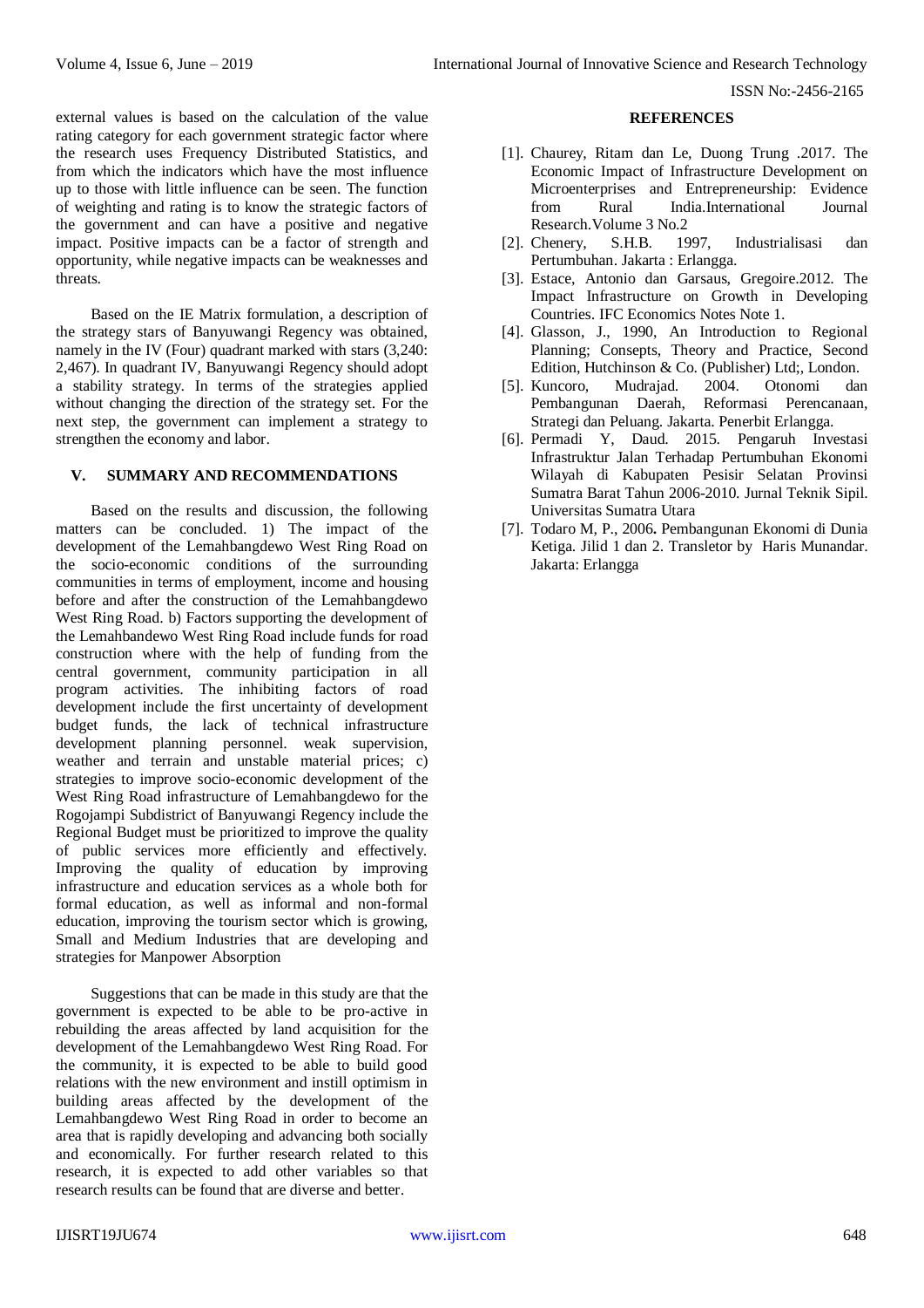external values is based on the calculation of the value rating category for each government strategic factor where the research uses Frequency Distributed Statistics, and from which the indicators which have the most influence up to those with little influence can be seen. The function of weighting and rating is to know the strategic factors of the government and can have a positive and negative impact. Positive impacts can be a factor of strength and opportunity, while negative impacts can be weaknesses and threats.

Based on the IE Matrix formulation, a description of the strategy stars of Banyuwangi Regency was obtained, namely in the IV (Four) quadrant marked with stars (3,240: 2,467). In quadrant IV, Banyuwangi Regency should adopt a stability strategy. In terms of the strategies applied without changing the direction of the strategy set. For the next step, the government can implement a strategy to strengthen the economy and labor.

## V. SUMMARY AND RECOMMENDATIONS

Based on the results and discussion, the following matters can be concluded. 1) The impact of the development of the Lemahbangdewo West Ring Road on the socio-economic conditions of the surrounding communities in terms of employment, income and housing before and after the construction of the Lemahbangdewo West Ring Road. b) Factors supporting the development of the Lemahbandewo West Ring Road include funds for road construction where with the help of funding from the central government, community participation in all program activities. The inhibiting factors of road development include the first uncertainty of development budget funds, the lack of technical infrastructure development planning personnel. weak supervision, weather and terrain and unstable material prices; c) strategies to improve socio-economic development of the West Ring Road infrastructure of Lemahbangdewo for the Rogojampi Subdistrict of Banyuwangi Regency include the Regional Budget must be prioritized to improve the quality of public services more efficiently and effectively. Improving the quality of education by improving infrastructure and education services as a whole both for formal education, as well as informal and non-formal education, improving the tourism sector which is growing, Small and Medium Industries that are developing and strategies for Manpower Absorption

Suggestions that can be made in this study are that the government is expected to be able to be pro-active in rebuilding the areas affected by land acquisition for the development of the Lemahbangdewo West Ring Road. For the community, it is expected to be able to build good relations with the new environment and instill optimism in building areas affected by the development of the Lemahbangdewo West Ring Road in order to become an area that is rapidly developing and advancing both socially and economically. For further research related to this research, it is expected to add other variables so that research results can be found that are diverse and better.

## REFERENCES

[1]. Chaurey, Ritam dan Le, Duong Trung .2017. The Economic Impact of Infrastructure Development on Microenterprises and Entrepreneurship: Evidence from Rural India.International Journal Research.Volume 3 No.2

[2]. Chenery, S.H.B. 1997, Industrialisasi dan Pertumbuhan. Jakarta : Erlangga.

[3]. Estace, Antonio dan Garsaus, Gregoire.2012. The Impact Infrastructure on Growth in Developing Countries. IFC Economics Notes Note 1.

[4]. Glasson, J., 1990, An Introduction to Regional Planning; Consepts, Theory and Practice, Second Edition, Hutchinson & Co. (Publisher) Ltd;, London.

[5]. Kuncoro, Mudrajad. 2004. Otonomi dan Pembangunan Daerah, Reformasi Perencanaan, Strategi dan Peluang. Jakarta. Penerbit Erlangga.

[6]. Permadi Y, Daud. 2015. Pengaruh Investasi Infrastruktur Jalan Terhadap Pertumbuhan Ekonomi Wilayah di Kabupaten Pesisir Selatan Provinsi Sumatra Barat Tahun 2006-2010. Jurnal Teknik Sipil. Universitas Sumatra Utara

[7]. Todaro M, P., 2006**.** Pembangunan Ekonomi di Dunia Ketiga. Jilid 1 dan 2. Transletor by Haris Munandar. Jakarta: Erlangga